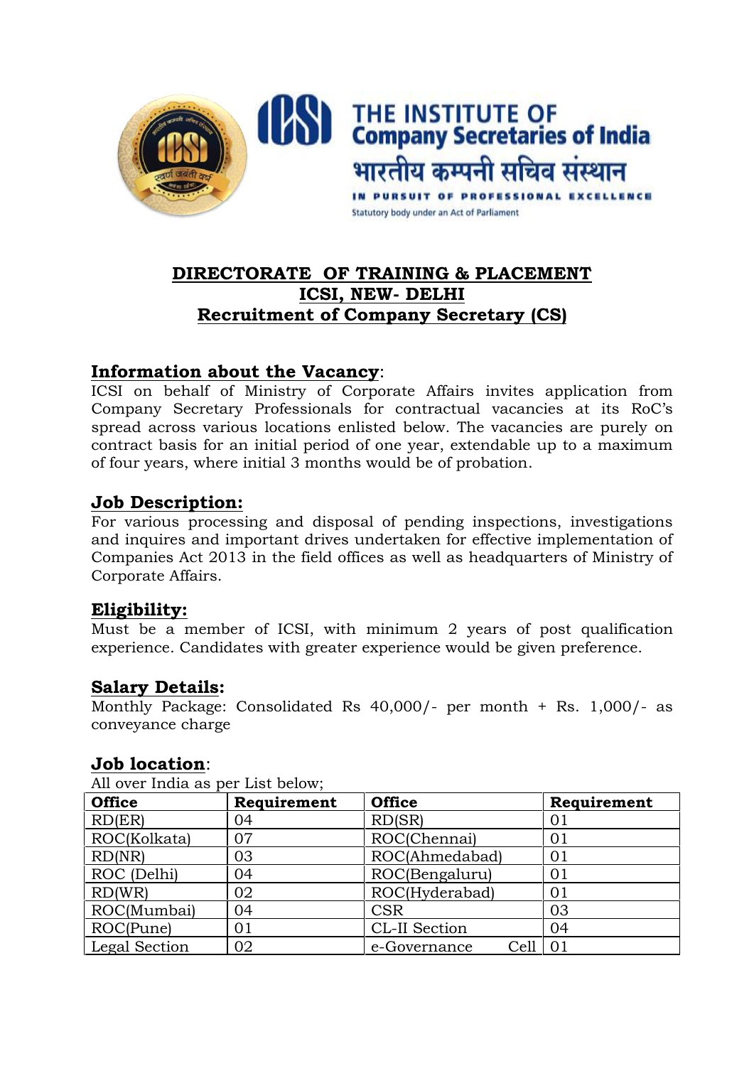THE INSTITUTE OF
Company Secretaries of India
भारतीय कम्पनी सचिव संस्थान
IN PURSUIT OF PROFESSIONAL EXCELLENCE
Statutory body under an Act of Parliament

# DIRECTORATE OF TRAINING & PLACEMENT
# ICSI, NEW- DELHI
# Recruitment of Company Secretary (CS)

## Information about the Vacancy:

ICSI on behalf of Ministry of Corporate Affairs invites application from Company Secretary Professionals for contractual vacancies at its RoC's spread across various locations enlisted below. The vacancies are purely on contract basis for an initial period of one year, extendable up to a maximum of four years, where initial 3 months would be of probation.

## Job Description:

For various processing and disposal of pending inspections, investigations and inquires and important drives undertaken for effective implementation of Companies Act 2013 in the field offices as well as headquarters of Ministry of Corporate Affairs.

## Eligibility:

Must be a member of ICSI, with minimum 2 years of post qualification experience. Candidates with greater experience would be given preference.

## Salary Details:

Monthly Package: Consolidated Rs 40,000/- per month + Rs. 1,000/- as conveyance charge

## Job location:

All over India as per List below;

| Office | Requirement | Office | Requirement |
|---|---|---|---|
| RD(ER) | 04 | RD(SR) | 01 |
| ROC(Kolkata) | 07 | ROC(Chennai) | 01 |
| RD(NR) | 03 | ROC(Ahmedabad) | 01 |
| ROC (Delhi) | 04 | ROC(Bengaluru) | 01 |
| RD(WR) | 02 | ROC(Hyderabad) | 01 |
| ROC(Mumbai) | 04 | CSR | 03 |
| ROC(Pune) | 01 | CL-II Section | 04 |
| Legal Section | 02 | e-Governance Cell | 01 |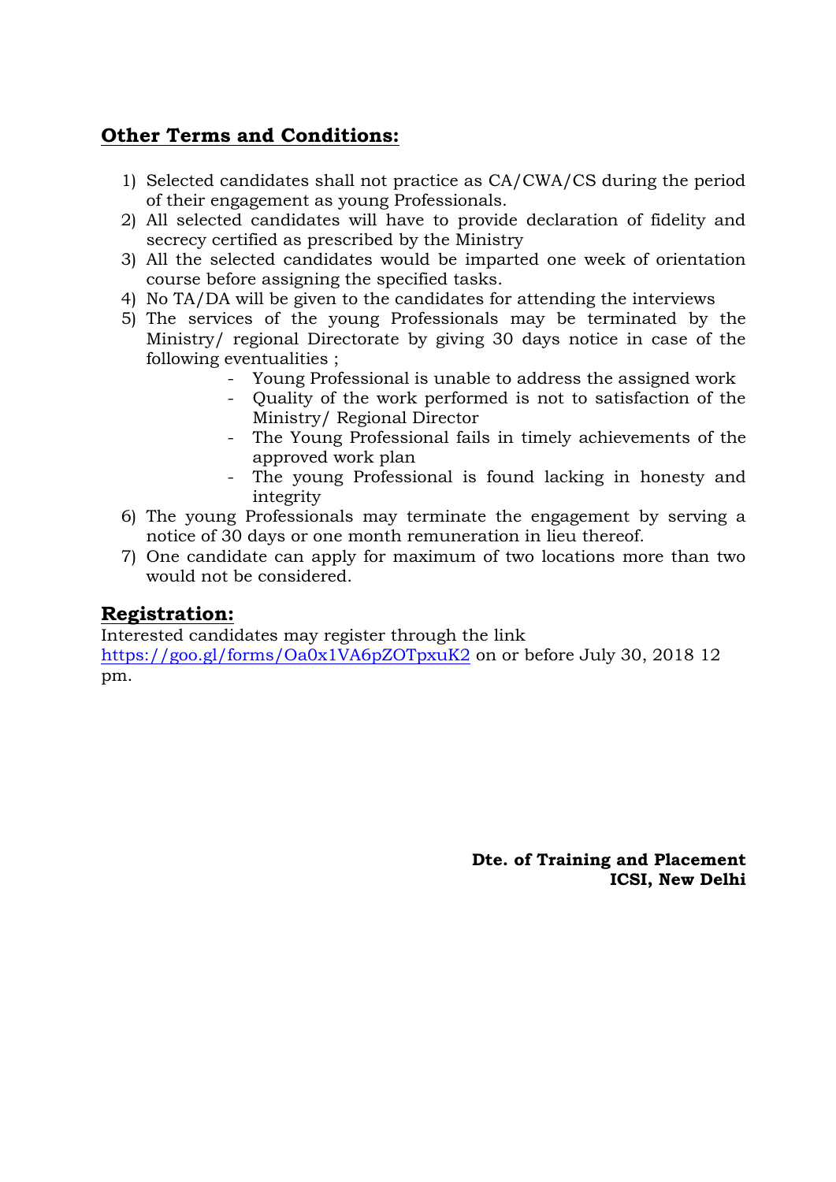## Other Terms and Conditions:

1) Selected candidates shall not practice as CA/CWA/CS during the period of their engagement as young Professionals.
2) All selected candidates will have to provide declaration of fidelity and secrecy certified as prescribed by the Ministry
3) All the selected candidates would be imparted one week of orientation course before assigning the specified tasks.
4) No TA/DA will be given to the candidates for attending the interviews
5) The services of the young Professionals may be terminated by the Ministry/ regional Directorate by giving 30 days notice in case of the following eventualities ;
   - Young Professional is unable to address the assigned work
   - Quality of the work performed is not to satisfaction of the Ministry/ Regional Director
   - The Young Professional fails in timely achievements of the approved work plan
   - The young Professional is found lacking in honesty and integrity
6) The young Professionals may terminate the engagement by serving a notice of 30 days or one month remuneration in lieu thereof.
7) One candidate can apply for maximum of two locations more than two would not be considered.

## Registration:

Interested candidates may register through the link https://goo.gl/forms/Oa0x1VA6pZOTpxuK2 on or before July 30, 2018 12 pm.

**Dte. of Training and Placement**
**ICSI, New Delhi**